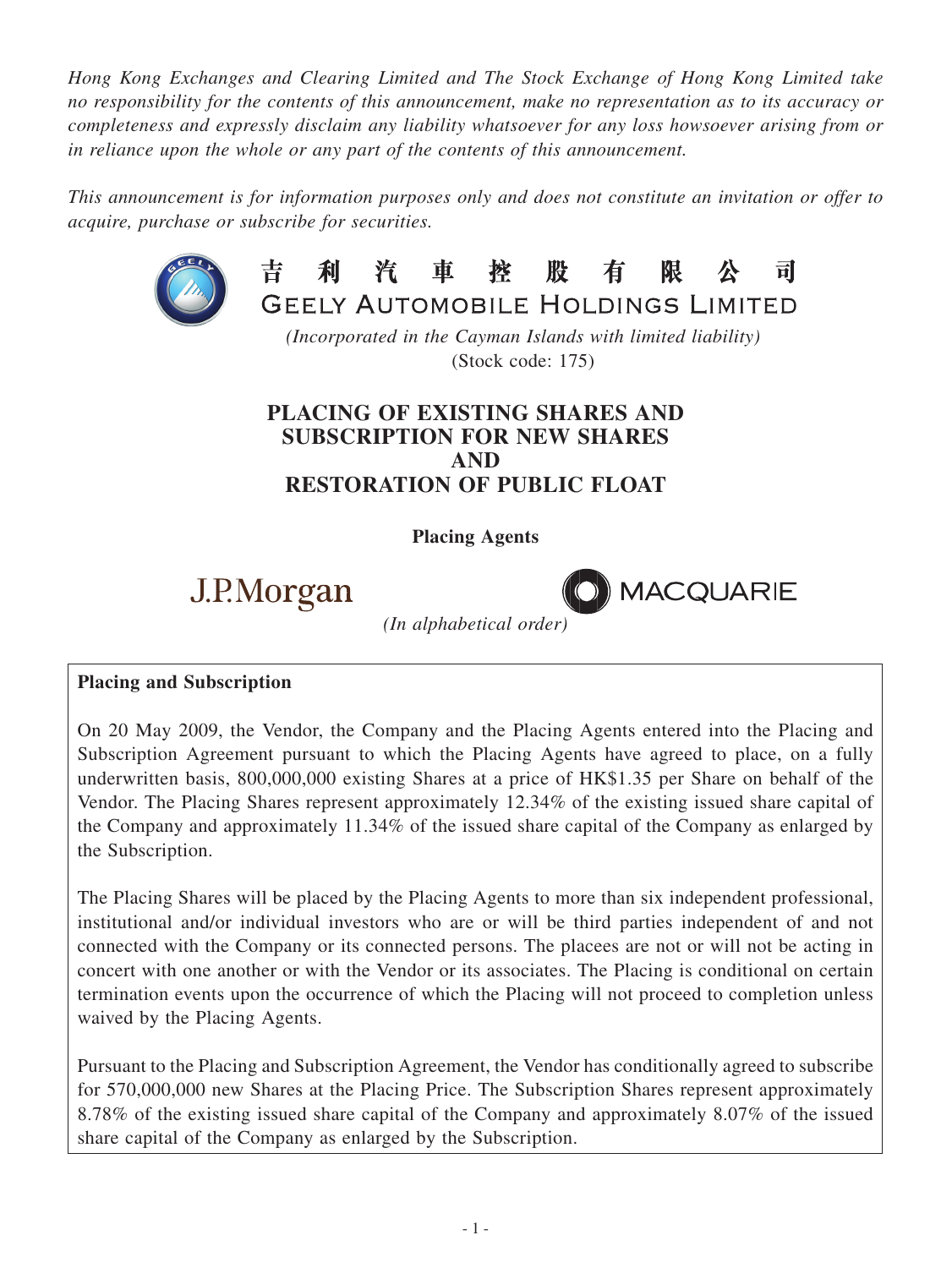*Hong Kong Exchanges and Clearing Limited and The Stock Exchange of Hong Kong Limited take no responsibility for the contents of this announcement, make no representation as to its accuracy or completeness and expressly disclaim any liability whatsoever for any loss howsoever arising from or in reliance upon the whole or any part of the contents of this announcement.*

*This announcement is for information purposes only and does not constitute an invitation or offer to acquire, purchase or subscribe for securities.*

# 吉利汽車控股有限公司
# GEELY AUTOMOBILE HOLDINGS LIMITED

*(Incorporated in the Cayman Islands with limited liability)*
(Stock code: 175)

## PLACING OF EXISTING SHARES AND SUBSCRIPTION FOR NEW SHARES AND RESTORATION OF PUBLIC FLOAT

**Placing Agents**

J.P.Morgan MACQUARIE

*(In alphabetical order)*

**Placing and Subscription**

On 20 May 2009, the Vendor, the Company and the Placing Agents entered into the Placing and Subscription Agreement pursuant to which the Placing Agents have agreed to place, on a fully underwritten basis, 800,000,000 existing Shares at a price of HK$1.35 per Share on behalf of the Vendor. The Placing Shares represent approximately 12.34% of the existing issued share capital of the Company and approximately 11.34% of the issued share capital of the Company as enlarged by the Subscription.

The Placing Shares will be placed by the Placing Agents to more than six independent professional, institutional and/or individual investors who are or will be third parties independent of and not connected with the Company or its connected persons. The placees are not or will not be acting in concert with one another or with the Vendor or its associates. The Placing is conditional on certain termination events upon the occurrence of which the Placing will not proceed to completion unless waived by the Placing Agents.

Pursuant to the Placing and Subscription Agreement, the Vendor has conditionally agreed to subscribe for 570,000,000 new Shares at the Placing Price. The Subscription Shares represent approximately 8.78% of the existing issued share capital of the Company and approximately 8.07% of the issued share capital of the Company as enlarged by the Subscription.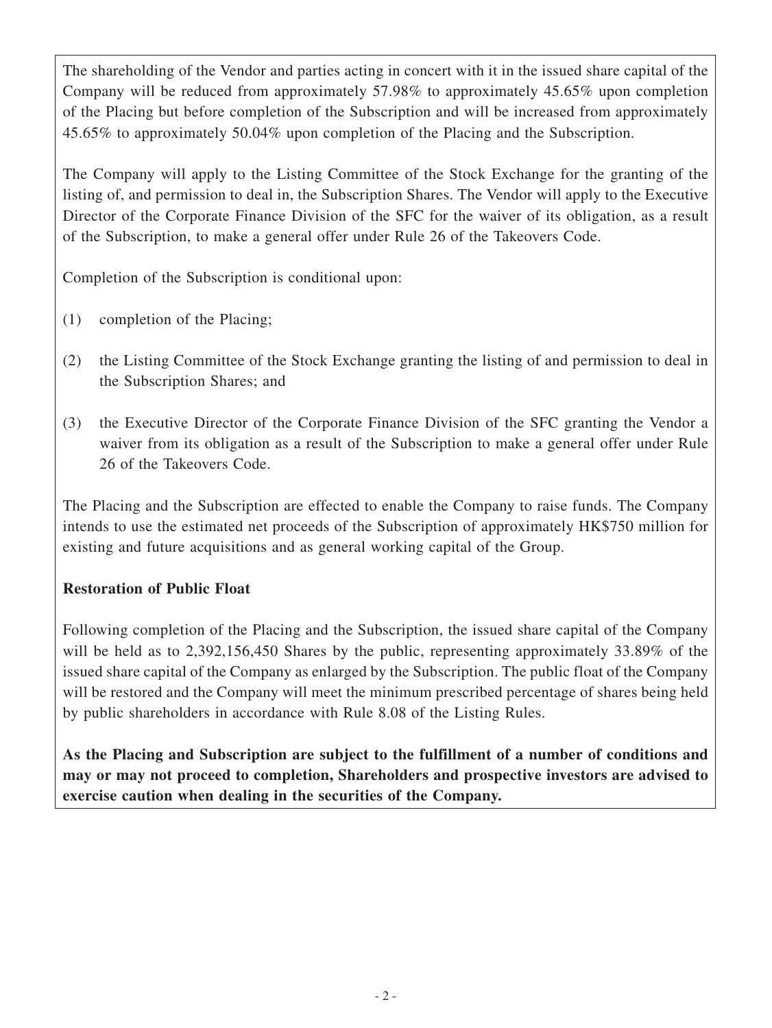The shareholding of the Vendor and parties acting in concert with it in the issued share capital of the Company will be reduced from approximately 57.98% to approximately 45.65% upon completion of the Placing but before completion of the Subscription and will be increased from approximately 45.65% to approximately 50.04% upon completion of the Placing and the Subscription.

The Company will apply to the Listing Committee of the Stock Exchange for the granting of the listing of, and permission to deal in, the Subscription Shares. The Vendor will apply to the Executive Director of the Corporate Finance Division of the SFC for the waiver of its obligation, as a result of the Subscription, to make a general offer under Rule 26 of the Takeovers Code.

Completion of the Subscription is conditional upon:

(1) completion of the Placing;

(2) the Listing Committee of the Stock Exchange granting the listing of and permission to deal in the Subscription Shares; and

(3) the Executive Director of the Corporate Finance Division of the SFC granting the Vendor a waiver from its obligation as a result of the Subscription to make a general offer under Rule 26 of the Takeovers Code.

The Placing and the Subscription are effected to enable the Company to raise funds. The Company intends to use the estimated net proceeds of the Subscription of approximately HK$750 million for existing and future acquisitions and as general working capital of the Group.

**Restoration of Public Float**

Following completion of the Placing and the Subscription, the issued share capital of the Company will be held as to 2,392,156,450 Shares by the public, representing approximately 33.89% of the issued share capital of the Company as enlarged by the Subscription. The public float of the Company will be restored and the Company will meet the minimum prescribed percentage of shares being held by public shareholders in accordance with Rule 8.08 of the Listing Rules.

**As the Placing and Subscription are subject to the fulfillment of a number of conditions and may or may not proceed to completion, Shareholders and prospective investors are advised to exercise caution when dealing in the securities of the Company.**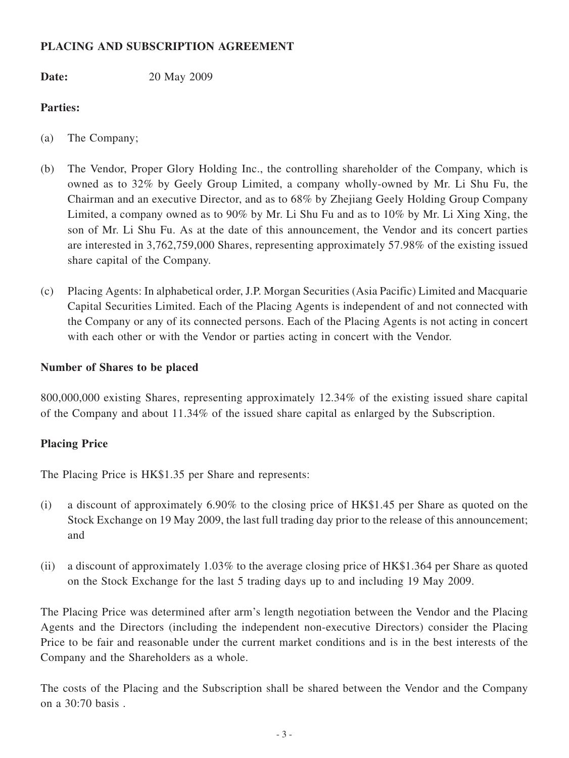**PLACING AND SUBSCRIPTION AGREEMENT**

**Date:** 20 May 2009

**Parties:**

(a) The Company;

(b) The Vendor, Proper Glory Holding Inc., the controlling shareholder of the Company, which is owned as to 32% by Geely Group Limited, a company wholly-owned by Mr. Li Shu Fu, the Chairman and an executive Director, and as to 68% by Zhejiang Geely Holding Group Company Limited, a company owned as to 90% by Mr. Li Shu Fu and as to 10% by Mr. Li Xing Xing, the son of Mr. Li Shu Fu. As at the date of this announcement, the Vendor and its concert parties are interested in 3,762,759,000 Shares, representing approximately 57.98% of the existing issued share capital of the Company.

(c) Placing Agents: In alphabetical order, J.P. Morgan Securities (Asia Pacific) Limited and Macquarie Capital Securities Limited. Each of the Placing Agents is independent of and not connected with the Company or any of its connected persons. Each of the Placing Agents is not acting in concert with each other or with the Vendor or parties acting in concert with the Vendor.

**Number of Shares to be placed**

800,000,000 existing Shares, representing approximately 12.34% of the existing issued share capital of the Company and about 11.34% of the issued share capital as enlarged by the Subscription.

**Placing Price**

The Placing Price is HK$1.35 per Share and represents:

(i) a discount of approximately 6.90% to the closing price of HK$1.45 per Share as quoted on the Stock Exchange on 19 May 2009, the last full trading day prior to the release of this announcement; and

(ii) a discount of approximately 1.03% to the average closing price of HK$1.364 per Share as quoted on the Stock Exchange for the last 5 trading days up to and including 19 May 2009.

The Placing Price was determined after arm's length negotiation between the Vendor and the Placing Agents and the Directors (including the independent non-executive Directors) consider the Placing Price to be fair and reasonable under the current market conditions and is in the best interests of the Company and the Shareholders as a whole.

The costs of the Placing and the Subscription shall be shared between the Vendor and the Company on a 30:70 basis .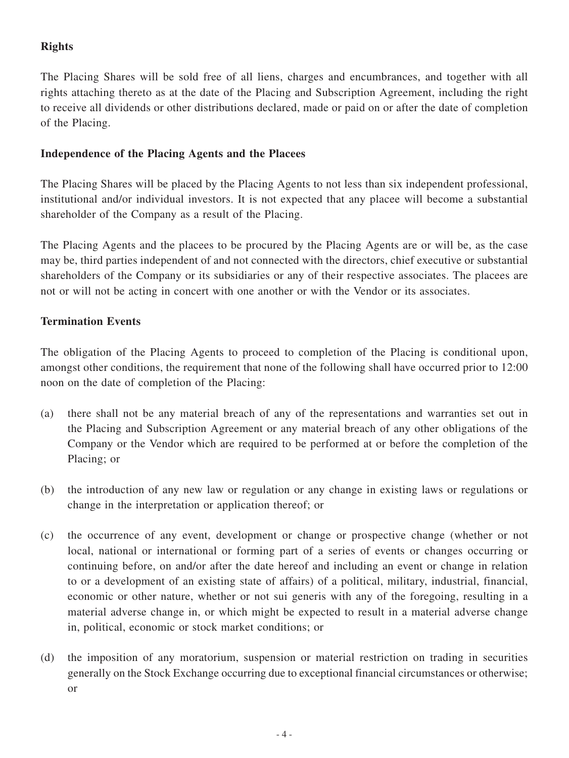**Rights**

The Placing Shares will be sold free of all liens, charges and encumbrances, and together with all rights attaching thereto as at the date of the Placing and Subscription Agreement, including the right to receive all dividends or other distributions declared, made or paid on or after the date of completion of the Placing.

**Independence of the Placing Agents and the Placees**

The Placing Shares will be placed by the Placing Agents to not less than six independent professional, institutional and/or individual investors. It is not expected that any placee will become a substantial shareholder of the Company as a result of the Placing.

The Placing Agents and the placees to be procured by the Placing Agents are or will be, as the case may be, third parties independent of and not connected with the directors, chief executive or substantial shareholders of the Company or its subsidiaries or any of their respective associates. The placees are not or will not be acting in concert with one another or with the Vendor or its associates.

**Termination Events**

The obligation of the Placing Agents to proceed to completion of the Placing is conditional upon, amongst other conditions, the requirement that none of the following shall have occurred prior to 12:00 noon on the date of completion of the Placing:

(a) there shall not be any material breach of any of the representations and warranties set out in the Placing and Subscription Agreement or any material breach of any other obligations of the Company or the Vendor which are required to be performed at or before the completion of the Placing; or

(b) the introduction of any new law or regulation or any change in existing laws or regulations or change in the interpretation or application thereof; or

(c) the occurrence of any event, development or change or prospective change (whether or not local, national or international or forming part of a series of events or changes occurring or continuing before, on and/or after the date hereof and including an event or change in relation to or a development of an existing state of affairs) of a political, military, industrial, financial, economic or other nature, whether or not sui generis with any of the foregoing, resulting in a material adverse change in, or which might be expected to result in a material adverse change in, political, economic or stock market conditions; or

(d) the imposition of any moratorium, suspension or material restriction on trading in securities generally on the Stock Exchange occurring due to exceptional financial circumstances or otherwise; or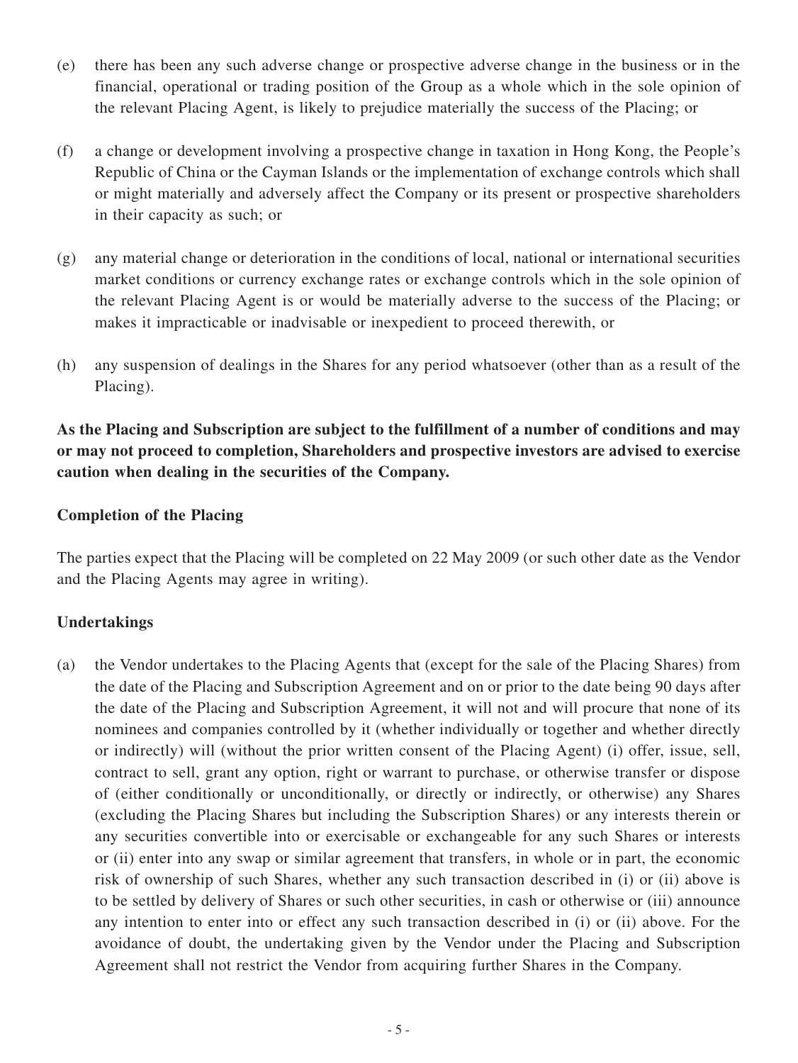(e) there has been any such adverse change or prospective adverse change in the business or in the financial, operational or trading position of the Group as a whole which in the sole opinion of the relevant Placing Agent, is likely to prejudice materially the success of the Placing; or

(f) a change or development involving a prospective change in taxation in Hong Kong, the People's Republic of China or the Cayman Islands or the implementation of exchange controls which shall or might materially and adversely affect the Company or its present or prospective shareholders in their capacity as such; or

(g) any material change or deterioration in the conditions of local, national or international securities market conditions or currency exchange rates or exchange controls which in the sole opinion of the relevant Placing Agent is or would be materially adverse to the success of the Placing; or makes it impracticable or inadvisable or inexpedient to proceed therewith, or

(h) any suspension of dealings in the Shares for any period whatsoever (other than as a result of the Placing).

**As the Placing and Subscription are subject to the fulfillment of a number of conditions and may or may not proceed to completion, Shareholders and prospective investors are advised to exercise caution when dealing in the securities of the Company.**

**Completion of the Placing**

The parties expect that the Placing will be completed on 22 May 2009 (or such other date as the Vendor and the Placing Agents may agree in writing).

**Undertakings**

(a) the Vendor undertakes to the Placing Agents that (except for the sale of the Placing Shares) from the date of the Placing and Subscription Agreement and on or prior to the date being 90 days after the date of the Placing and Subscription Agreement, it will not and will procure that none of its nominees and companies controlled by it (whether individually or together and whether directly or indirectly) will (without the prior written consent of the Placing Agent) (i) offer, issue, sell, contract to sell, grant any option, right or warrant to purchase, or otherwise transfer or dispose of (either conditionally or unconditionally, or directly or indirectly, or otherwise) any Shares (excluding the Placing Shares but including the Subscription Shares) or any interests therein or any securities convertible into or exercisable or exchangeable for any such Shares or interests or (ii) enter into any swap or similar agreement that transfers, in whole or in part, the economic risk of ownership of such Shares, whether any such transaction described in (i) or (ii) above is to be settled by delivery of Shares or such other securities, in cash or otherwise or (iii) announce any intention to enter into or effect any such transaction described in (i) or (ii) above. For the avoidance of doubt, the undertaking given by the Vendor under the Placing and Subscription Agreement shall not restrict the Vendor from acquiring further Shares in the Company.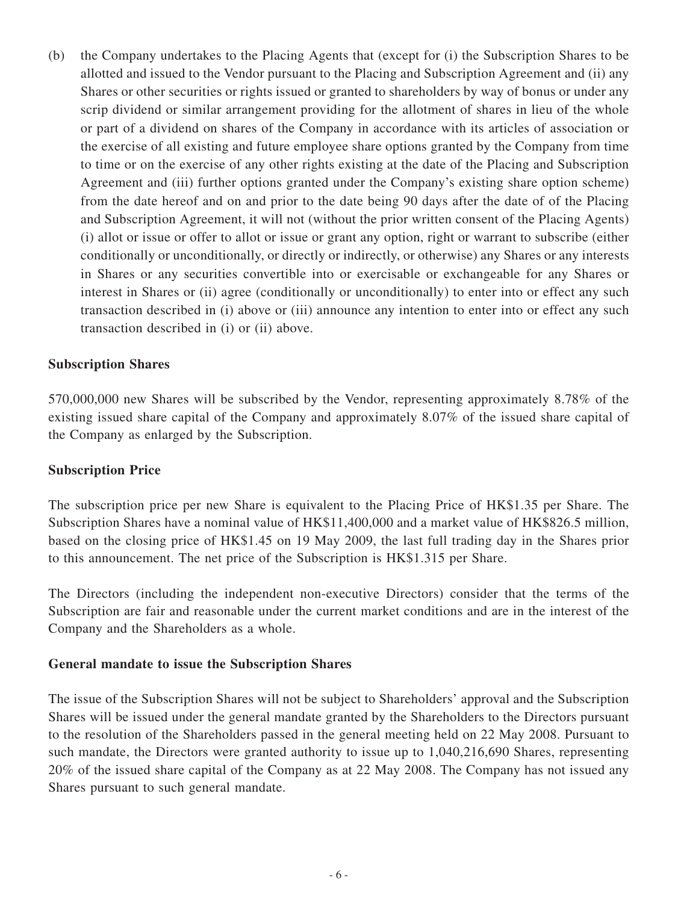(b) the Company undertakes to the Placing Agents that (except for (i) the Subscription Shares to be allotted and issued to the Vendor pursuant to the Placing and Subscription Agreement and (ii) any Shares or other securities or rights issued or granted to shareholders by way of bonus or under any scrip dividend or similar arrangement providing for the allotment of shares in lieu of the whole or part of a dividend on shares of the Company in accordance with its articles of association or the exercise of all existing and future employee share options granted by the Company from time to time or on the exercise of any other rights existing at the date of the Placing and Subscription Agreement and (iii) further options granted under the Company's existing share option scheme) from the date hereof and on and prior to the date being 90 days after the date of of the Placing and Subscription Agreement, it will not (without the prior written consent of the Placing Agents) (i) allot or issue or offer to allot or issue or grant any option, right or warrant to subscribe (either conditionally or unconditionally, or directly or indirectly, or otherwise) any Shares or any interests in Shares or any securities convertible into or exercisable or exchangeable for any Shares or interest in Shares or (ii) agree (conditionally or unconditionally) to enter into or effect any such transaction described in (i) above or (iii) announce any intention to enter into or effect any such transaction described in (i) or (ii) above.

**Subscription Shares**

570,000,000 new Shares will be subscribed by the Vendor, representing approximately 8.78% of the existing issued share capital of the Company and approximately 8.07% of the issued share capital of the Company as enlarged by the Subscription.

**Subscription Price**

The subscription price per new Share is equivalent to the Placing Price of HK$1.35 per Share. The Subscription Shares have a nominal value of HK$11,400,000 and a market value of HK$826.5 million, based on the closing price of HK$1.45 on 19 May 2009, the last full trading day in the Shares prior to this announcement. The net price of the Subscription is HK$1.315 per Share.

The Directors (including the independent non-executive Directors) consider that the terms of the Subscription are fair and reasonable under the current market conditions and are in the interest of the Company and the Shareholders as a whole.

**General mandate to issue the Subscription Shares**

The issue of the Subscription Shares will not be subject to Shareholders' approval and the Subscription Shares will be issued under the general mandate granted by the Shareholders to the Directors pursuant to the resolution of the Shareholders passed in the general meeting held on 22 May 2008. Pursuant to such mandate, the Directors were granted authority to issue up to 1,040,216,690 Shares, representing 20% of the issued share capital of the Company as at 22 May 2008. The Company has not issued any Shares pursuant to such general mandate.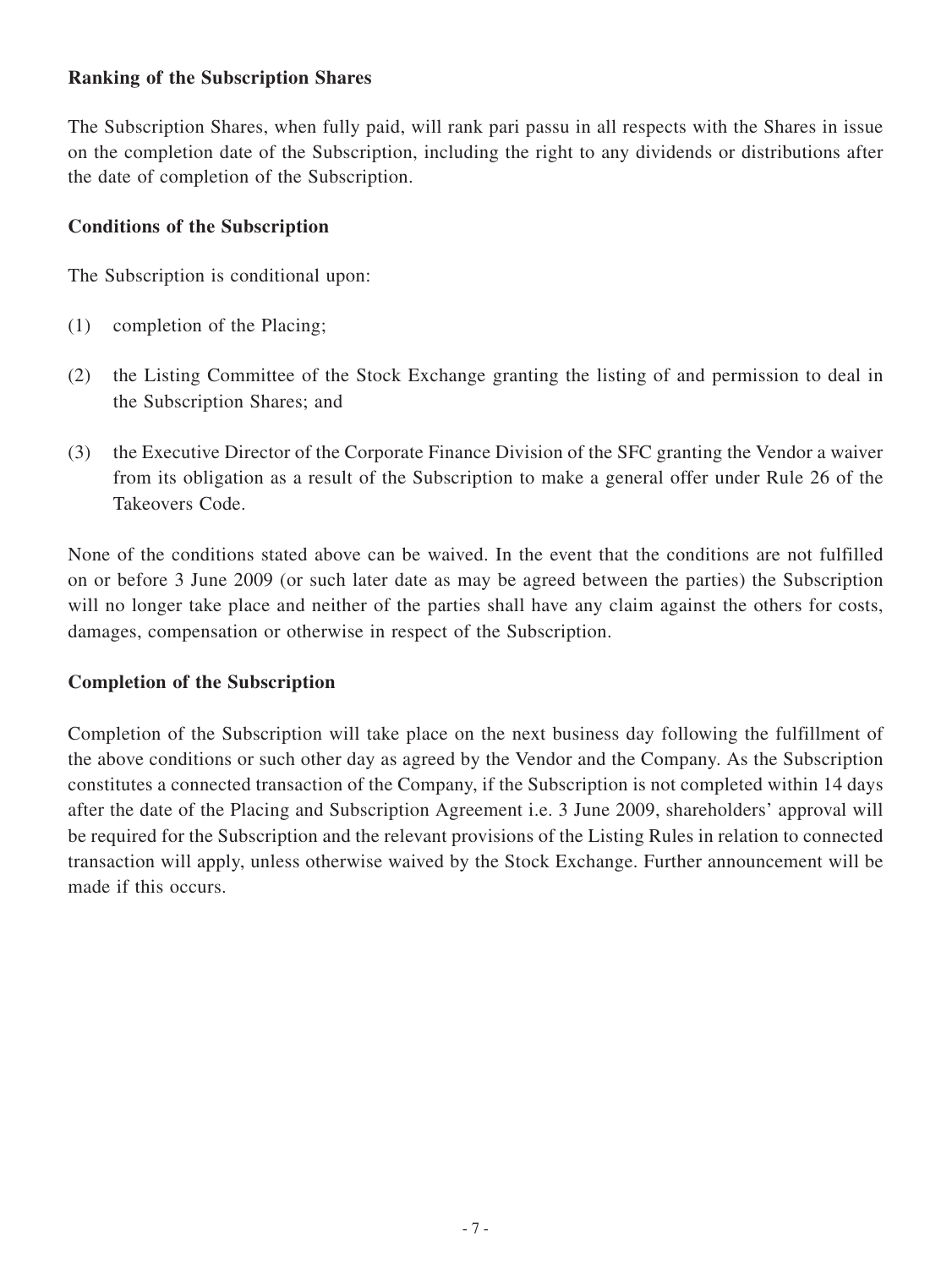**Ranking of the Subscription Shares**

The Subscription Shares, when fully paid, will rank pari passu in all respects with the Shares in issue on the completion date of the Subscription, including the right to any dividends or distributions after the date of completion of the Subscription.

**Conditions of the Subscription**

The Subscription is conditional upon:

(1) completion of the Placing;

(2) the Listing Committee of the Stock Exchange granting the listing of and permission to deal in the Subscription Shares; and

(3) the Executive Director of the Corporate Finance Division of the SFC granting the Vendor a waiver from its obligation as a result of the Subscription to make a general offer under Rule 26 of the Takeovers Code.

None of the conditions stated above can be waived. In the event that the conditions are not fulfilled on or before 3 June 2009 (or such later date as may be agreed between the parties) the Subscription will no longer take place and neither of the parties shall have any claim against the others for costs, damages, compensation or otherwise in respect of the Subscription.

**Completion of the Subscription**

Completion of the Subscription will take place on the next business day following the fulfillment of the above conditions or such other day as agreed by the Vendor and the Company. As the Subscription constitutes a connected transaction of the Company, if the Subscription is not completed within 14 days after the date of the Placing and Subscription Agreement i.e. 3 June 2009, shareholders' approval will be required for the Subscription and the relevant provisions of the Listing Rules in relation to connected transaction will apply, unless otherwise waived by the Stock Exchange. Further announcement will be made if this occurs.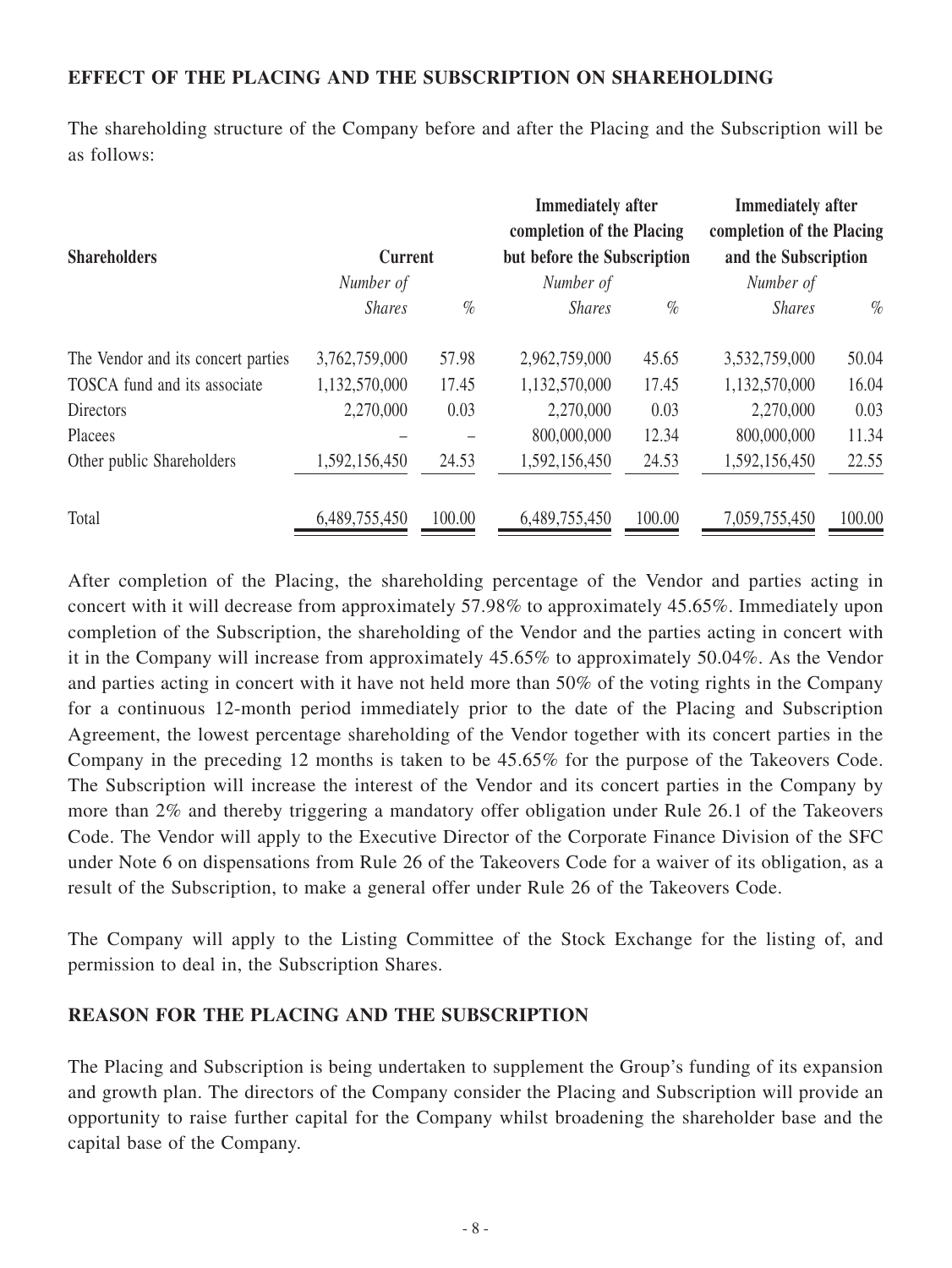**EFFECT OF THE PLACING AND THE SUBSCRIPTION ON SHAREHOLDING**

The shareholding structure of the Company before and after the Placing and the Subscription will be as follows:

| Shareholders | Current | | Immediately after completion of the Placing but before the Subscription | | Immediately after completion of the Placing and the Subscription | |
|---|---|---|---|---|---|---|
| | *Number of Shares* | *%* | *Number of Shares* | *%* | *Number of Shares* | *%* |
| The Vendor and its concert parties | 3,762,759,000 | 57.98 | 2,962,759,000 | 45.65 | 3,532,759,000 | 50.04 |
| TOSCA fund and its associate | 1,132,570,000 | 17.45 | 1,132,570,000 | 17.45 | 1,132,570,000 | 16.04 |
| Directors | 2,270,000 | 0.03 | 2,270,000 | 0.03 | 2,270,000 | 0.03 |
| Placees | – | – | 800,000,000 | 12.34 | 800,000,000 | 11.34 |
| Other public Shareholders | 1,592,156,450 | 24.53 | 1,592,156,450 | 24.53 | 1,592,156,450 | 22.55 |
| Total | 6,489,755,450 | 100.00 | 6,489,755,450 | 100.00 | 7,059,755,450 | 100.00 |

After completion of the Placing, the shareholding percentage of the Vendor and parties acting in concert with it will decrease from approximately 57.98% to approximately 45.65%. Immediately upon completion of the Subscription, the shareholding of the Vendor and the parties acting in concert with it in the Company will increase from approximately 45.65% to approximately 50.04%. As the Vendor and parties acting in concert with it have not held more than 50% of the voting rights in the Company for a continuous 12-month period immediately prior to the date of the Placing and Subscription Agreement, the lowest percentage shareholding of the Vendor together with its concert parties in the Company in the preceding 12 months is taken to be 45.65% for the purpose of the Takeovers Code. The Subscription will increase the interest of the Vendor and its concert parties in the Company by more than 2% and thereby triggering a mandatory offer obligation under Rule 26.1 of the Takeovers Code. The Vendor will apply to the Executive Director of the Corporate Finance Division of the SFC under Note 6 on dispensations from Rule 26 of the Takeovers Code for a waiver of its obligation, as a result of the Subscription, to make a general offer under Rule 26 of the Takeovers Code.

The Company will apply to the Listing Committee of the Stock Exchange for the listing of, and permission to deal in, the Subscription Shares.

**REASON FOR THE PLACING AND THE SUBSCRIPTION**

The Placing and Subscription is being undertaken to supplement the Group's funding of its expansion and growth plan. The directors of the Company consider the Placing and Subscription will provide an opportunity to raise further capital for the Company whilst broadening the shareholder base and the capital base of the Company.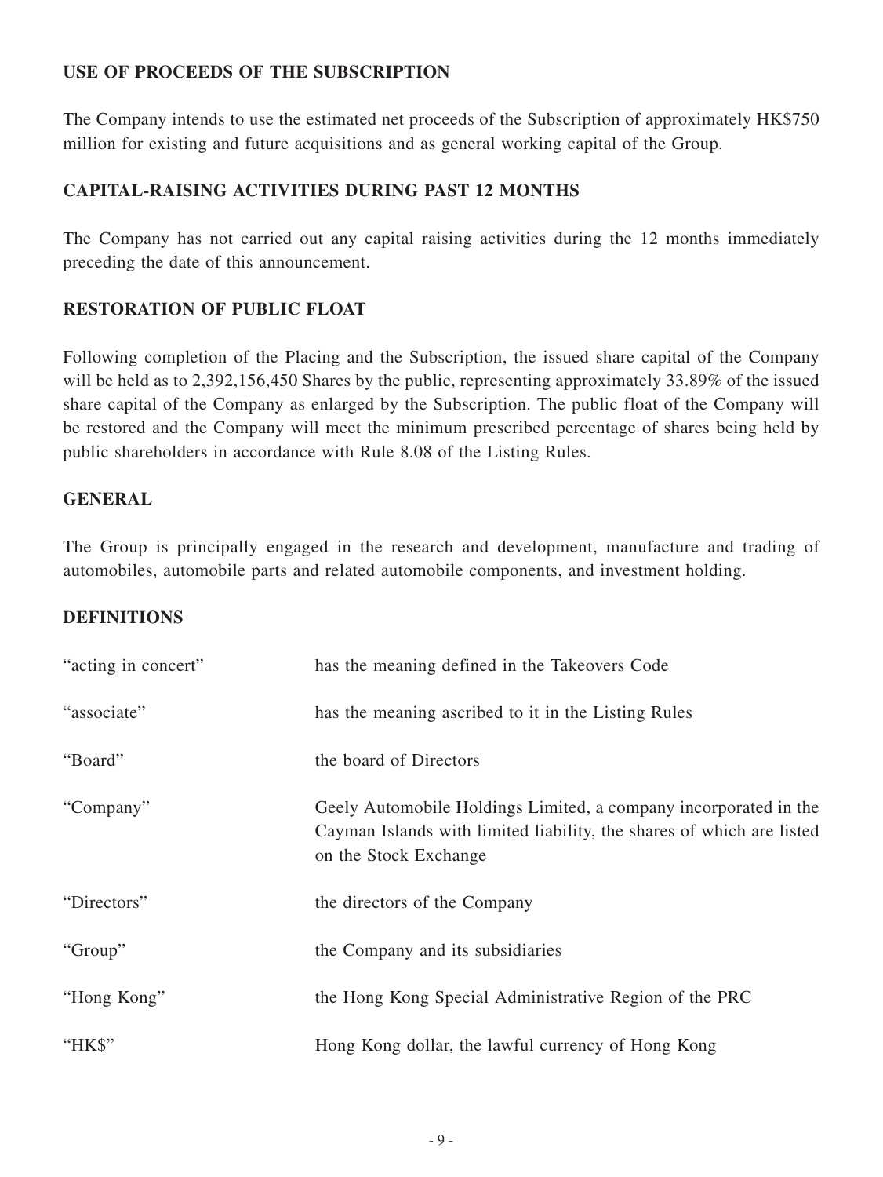## USE OF PROCEEDS OF THE SUBSCRIPTION

The Company intends to use the estimated net proceeds of the Subscription of approximately HK$750 million for existing and future acquisitions and as general working capital of the Group.

## CAPITAL-RAISING ACTIVITIES DURING PAST 12 MONTHS

The Company has not carried out any capital raising activities during the 12 months immediately preceding the date of this announcement.

## RESTORATION OF PUBLIC FLOAT

Following completion of the Placing and the Subscription, the issued share capital of the Company will be held as to 2,392,156,450 Shares by the public, representing approximately 33.89% of the issued share capital of the Company as enlarged by the Subscription. The public float of the Company will be restored and the Company will meet the minimum prescribed percentage of shares being held by public shareholders in accordance with Rule 8.08 of the Listing Rules.

## GENERAL

The Group is principally engaged in the research and development, manufacture and trading of automobiles, automobile parts and related automobile components, and investment holding.

## DEFINITIONS

| | |
|---|---|
| "acting in concert" | has the meaning defined in the Takeovers Code |
| "associate" | has the meaning ascribed to it in the Listing Rules |
| "Board" | the board of Directors |
| "Company" | Geely Automobile Holdings Limited, a company incorporated in the Cayman Islands with limited liability, the shares of which are listed on the Stock Exchange |
| "Directors" | the directors of the Company |
| "Group" | the Company and its subsidiaries |
| "Hong Kong" | the Hong Kong Special Administrative Region of the PRC |
| "HK$" | Hong Kong dollar, the lawful currency of Hong Kong |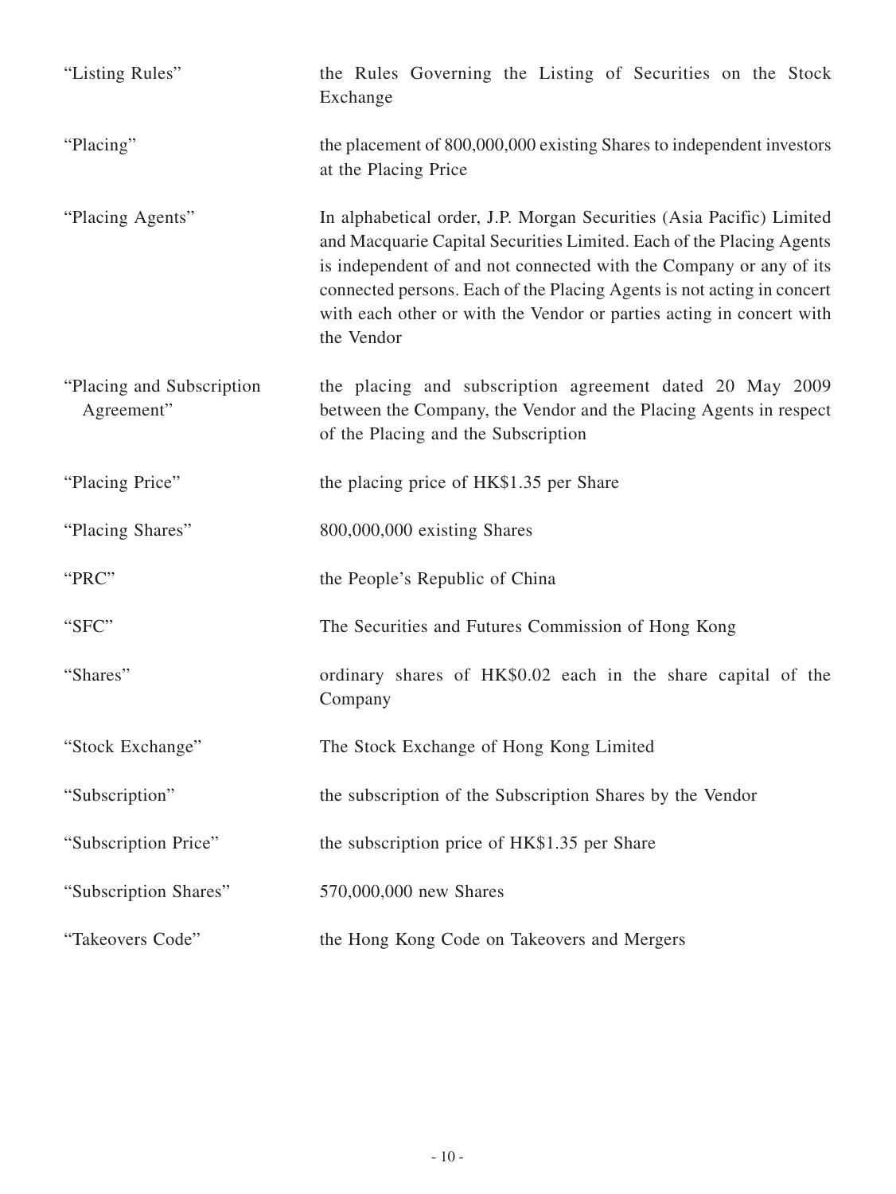| | |
|---|---|
| "Listing Rules" | the Rules Governing the Listing of Securities on the Stock Exchange |
| "Placing" | the placement of 800,000,000 existing Shares to independent investors at the Placing Price |
| "Placing Agents" | In alphabetical order, J.P. Morgan Securities (Asia Pacific) Limited and Macquarie Capital Securities Limited. Each of the Placing Agents is independent of and not connected with the Company or any of its connected persons. Each of the Placing Agents is not acting in concert with each other or with the Vendor or parties acting in concert with the Vendor |
| "Placing and Subscription Agreement" | the placing and subscription agreement dated 20 May 2009 between the Company, the Vendor and the Placing Agents in respect of the Placing and the Subscription |
| "Placing Price" | the placing price of HK$1.35 per Share |
| "Placing Shares" | 800,000,000 existing Shares |
| "PRC" | the People's Republic of China |
| "SFC" | The Securities and Futures Commission of Hong Kong |
| "Shares" | ordinary shares of HK$0.02 each in the share capital of the Company |
| "Stock Exchange" | The Stock Exchange of Hong Kong Limited |
| "Subscription" | the subscription of the Subscription Shares by the Vendor |
| "Subscription Price" | the subscription price of HK$1.35 per Share |
| "Subscription Shares" | 570,000,000 new Shares |
| "Takeovers Code" | the Hong Kong Code on Takeovers and Mergers |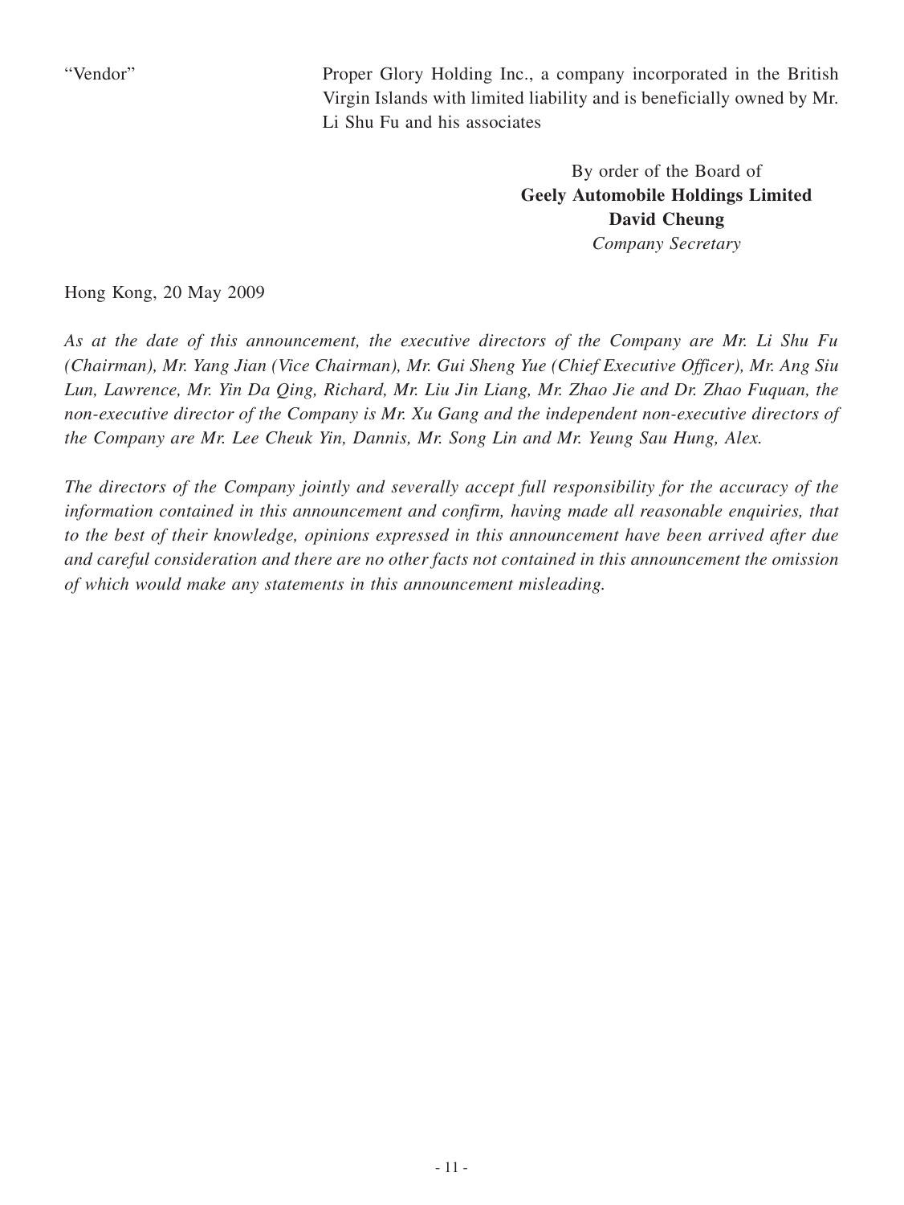| | |
|---|---|
| "Vendor" | Proper Glory Holding Inc., a company incorporated in the British Virgin Islands with limited liability and is beneficially owned by Mr. Li Shu Fu and his associates |

By order of the Board of
**Geely Automobile Holdings Limited**
**David Cheung**
*Company Secretary*

Hong Kong, 20 May 2009

*As at the date of this announcement, the executive directors of the Company are Mr. Li Shu Fu (Chairman), Mr. Yang Jian (Vice Chairman), Mr. Gui Sheng Yue (Chief Executive Officer), Mr. Ang Siu Lun, Lawrence, Mr. Yin Da Qing, Richard, Mr. Liu Jin Liang, Mr. Zhao Jie and Dr. Zhao Fuquan, the non-executive director of the Company is Mr. Xu Gang and the independent non-executive directors of the Company are Mr. Lee Cheuk Yin, Dannis, Mr. Song Lin and Mr. Yeung Sau Hung, Alex.*

*The directors of the Company jointly and severally accept full responsibility for the accuracy of the information contained in this announcement and confirm, having made all reasonable enquiries, that to the best of their knowledge, opinions expressed in this announcement have been arrived after due and careful consideration and there are no other facts not contained in this announcement the omission of which would make any statements in this announcement misleading.*